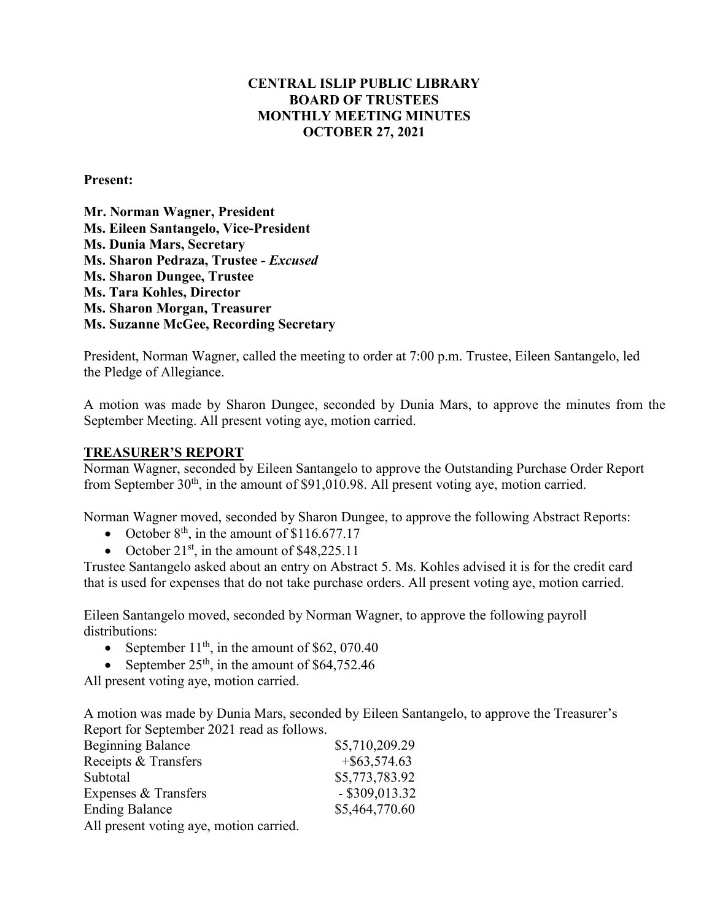# CENTRAL ISLIP PUBLIC LIBRARY
# BOARD OF TRUSTEES
# MONTHLY MEETING MINUTES
# OCTOBER 27, 2021

**Present:**

**Mr. Norman Wagner, President**
**Ms. Eileen Santangelo, Vice-President**
**Ms. Dunia Mars, Secretary**
**Ms. Sharon Pedraza, Trustee -** ***Excused***
**Ms. Sharon Dungee, Trustee**
**Ms. Tara Kohles, Director**
**Ms. Sharon Morgan, Treasurer**
**Ms. Suzanne McGee, Recording Secretary**

President, Norman Wagner, called the meeting to order at 7:00 p.m. Trustee, Eileen Santangelo, led the Pledge of Allegiance.

A motion was made by Sharon Dungee, seconded by Dunia Mars, to approve the minutes from the September Meeting. All present voting aye, motion carried.

## TREASURER'S REPORT

Norman Wagner, seconded by Eileen Santangelo to approve the Outstanding Purchase Order Report from September 30th, in the amount of $91,010.98. All present voting aye, motion carried.

Norman Wagner moved, seconded by Sharon Dungee, to approve the following Abstract Reports:

- October 8th, in the amount of $116.677.17
- October 21st, in the amount of $48,225.11

Trustee Santangelo asked about an entry on Abstract 5. Ms. Kohles advised it is for the credit card that is used for expenses that do not take purchase orders. All present voting aye, motion carried.

Eileen Santangelo moved, seconded by Norman Wagner, to approve the following payroll distributions:

- September 11th, in the amount of $62, 070.40
- September 25th, in the amount of $64,752.46

All present voting aye, motion carried.

A motion was made by Dunia Mars, seconded by Eileen Santangelo, to approve the Treasurer's Report for September 2021 read as follows.

| | |
|---|---|
| Beginning Balance | $5,710,209.29 |
| Receipts & Transfers | +$63,574.63 |
| Subtotal | $5,773,783.92 |
| Expenses & Transfers | - $309,013.32 |
| Ending Balance | $5,464,770.60 |

All present voting aye, motion carried.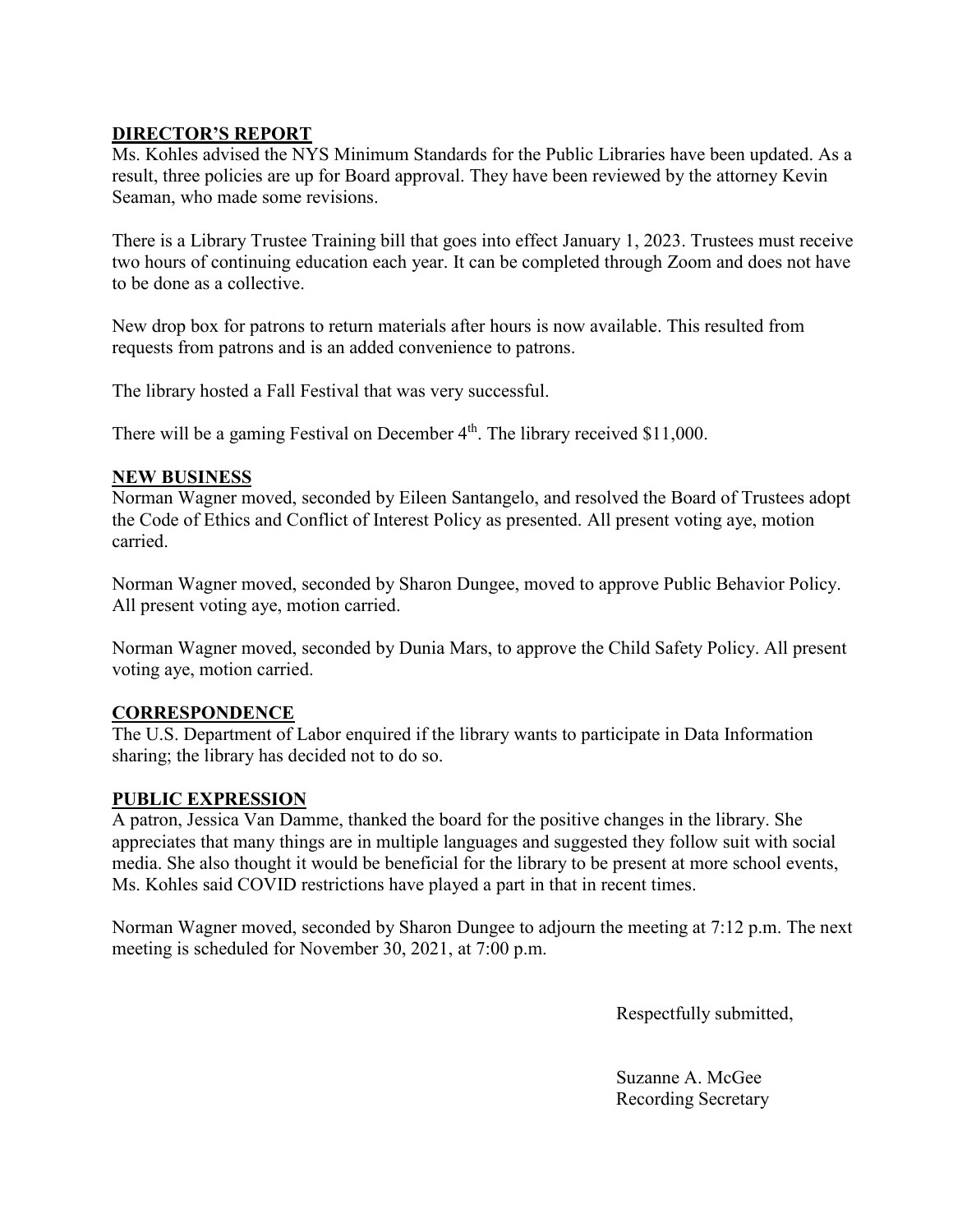**DIRECTOR'S REPORT**

Ms. Kohles advised the NYS Minimum Standards for the Public Libraries have been updated. As a result, three policies are up for Board approval. They have been reviewed by the attorney Kevin Seaman, who made some revisions.

There is a Library Trustee Training bill that goes into effect January 1, 2023. Trustees must receive two hours of continuing education each year. It can be completed through Zoom and does not have to be done as a collective.

New drop box for patrons to return materials after hours is now available. This resulted from requests from patrons and is an added convenience to patrons.

The library hosted a Fall Festival that was very successful.

There will be a gaming Festival on December 4th. The library received $11,000.

**NEW BUSINESS**

Norman Wagner moved, seconded by Eileen Santangelo, and resolved the Board of Trustees adopt the Code of Ethics and Conflict of Interest Policy as presented. All present voting aye, motion carried.

Norman Wagner moved, seconded by Sharon Dungee, moved to approve Public Behavior Policy. All present voting aye, motion carried.

Norman Wagner moved, seconded by Dunia Mars, to approve the Child Safety Policy. All present voting aye, motion carried.

**CORRESPONDENCE**

The U.S. Department of Labor enquired if the library wants to participate in Data Information sharing; the library has decided not to do so.

**PUBLIC EXPRESSION**

A patron, Jessica Van Damme, thanked the board for the positive changes in the library. She appreciates that many things are in multiple languages and suggested they follow suit with social media. She also thought it would be beneficial for the library to be present at more school events, Ms. Kohles said COVID restrictions have played a part in that in recent times.

Norman Wagner moved, seconded by Sharon Dungee to adjourn the meeting at 7:12 p.m. The next meeting is scheduled for November 30, 2021, at 7:00 p.m.

Respectfully submitted,

Suzanne A. McGee
Recording Secretary